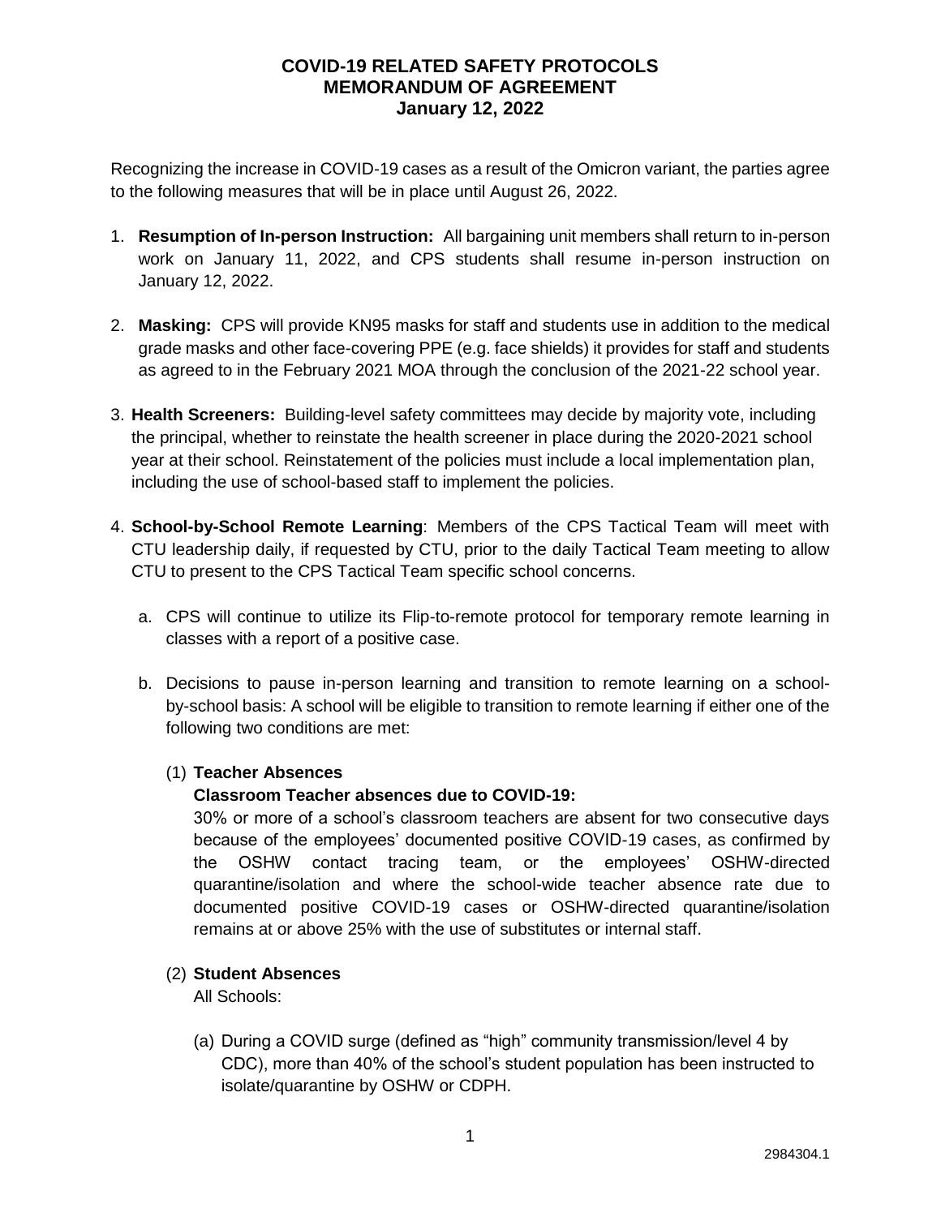# COVID-19 RELATED SAFETY PROTOCOLS
# MEMORANDUM OF AGREEMENT
## January 12, 2022

Recognizing the increase in COVID-19 cases as a result of the Omicron variant, the parties agree to the following measures that will be in place until August 26, 2022.

1. **Resumption of In-person Instruction:** All bargaining unit members shall return to in-person work on January 11, 2022, and CPS students shall resume in-person instruction on January 12, 2022.

2. **Masking:** CPS will provide KN95 masks for staff and students use in addition to the medical grade masks and other face-covering PPE (e.g. face shields) it provides for staff and students as agreed to in the February 2021 MOA through the conclusion of the 2021-22 school year.

3. **Health Screeners:** Building-level safety committees may decide by majority vote, including the principal, whether to reinstate the health screener in place during the 2020-2021 school year at their school. Reinstatement of the policies must include a local implementation plan, including the use of school-based staff to implement the policies.

4. **School-by-School Remote Learning**: Members of the CPS Tactical Team will meet with CTU leadership daily, if requested by CTU, prior to the daily Tactical Team meeting to allow CTU to present to the CPS Tactical Team specific school concerns.

   a. CPS will continue to utilize its Flip-to-remote protocol for temporary remote learning in classes with a report of a positive case.

   b. Decisions to pause in-person learning and transition to remote learning on a school-by-school basis: A school will be eligible to transition to remote learning if either one of the following two conditions are met:

      (1) **Teacher Absences**
      **Classroom Teacher absences due to COVID-19:**
      30% or more of a school's classroom teachers are absent for two consecutive days because of the employees' documented positive COVID-19 cases, as confirmed by the OSHW contact tracing team, or the employees' OSHW-directed quarantine/isolation and where the school-wide teacher absence rate due to documented positive COVID-19 cases or OSHW-directed quarantine/isolation remains at or above 25% with the use of substitutes or internal staff.

      (2) **Student Absences**
      All Schools:

         (a) During a COVID surge (defined as "high" community transmission/level 4 by CDC), more than 40% of the school's student population has been instructed to isolate/quarantine by OSHW or CDPH.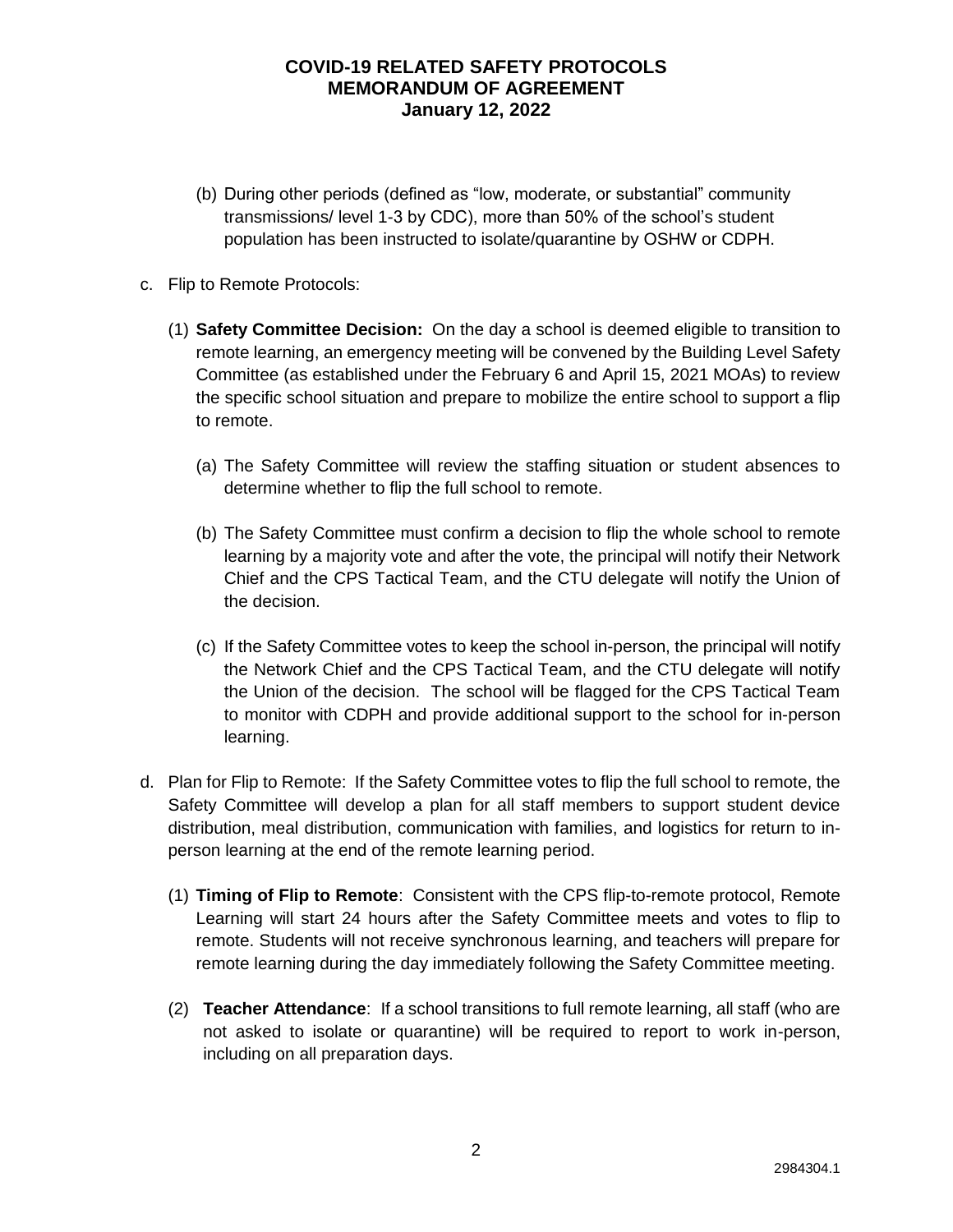(b) During other periods (defined as "low, moderate, or substantial" community transmissions/ level 1-3 by CDC), more than 50% of the school's student population has been instructed to isolate/quarantine by OSHW or CDPH.

c. Flip to Remote Protocols:

   (1) **Safety Committee Decision:** On the day a school is deemed eligible to transition to remote learning, an emergency meeting will be convened by the Building Level Safety Committee (as established under the February 6 and April 15, 2021 MOAs) to review the specific school situation and prepare to mobilize the entire school to support a flip to remote.

      (a) The Safety Committee will review the staffing situation or student absences to determine whether to flip the full school to remote.

      (b) The Safety Committee must confirm a decision to flip the whole school to remote learning by a majority vote and after the vote, the principal will notify their Network Chief and the CPS Tactical Team, and the CTU delegate will notify the Union of the decision.

      (c) If the Safety Committee votes to keep the school in-person, the principal will notify the Network Chief and the CPS Tactical Team, and the CTU delegate will notify the Union of the decision. The school will be flagged for the CPS Tactical Team to monitor with CDPH and provide additional support to the school for in-person learning.

d. Plan for Flip to Remote: If the Safety Committee votes to flip the full school to remote, the Safety Committee will develop a plan for all staff members to support student device distribution, meal distribution, communication with families, and logistics for return to in-person learning at the end of the remote learning period.

   (1) **Timing of Flip to Remote**: Consistent with the CPS flip-to-remote protocol, Remote Learning will start 24 hours after the Safety Committee meets and votes to flip to remote. Students will not receive synchronous learning, and teachers will prepare for remote learning during the day immediately following the Safety Committee meeting.

   (2) **Teacher Attendance**: If a school transitions to full remote learning, all staff (who are not asked to isolate or quarantine) will be required to report to work in-person, including on all preparation days.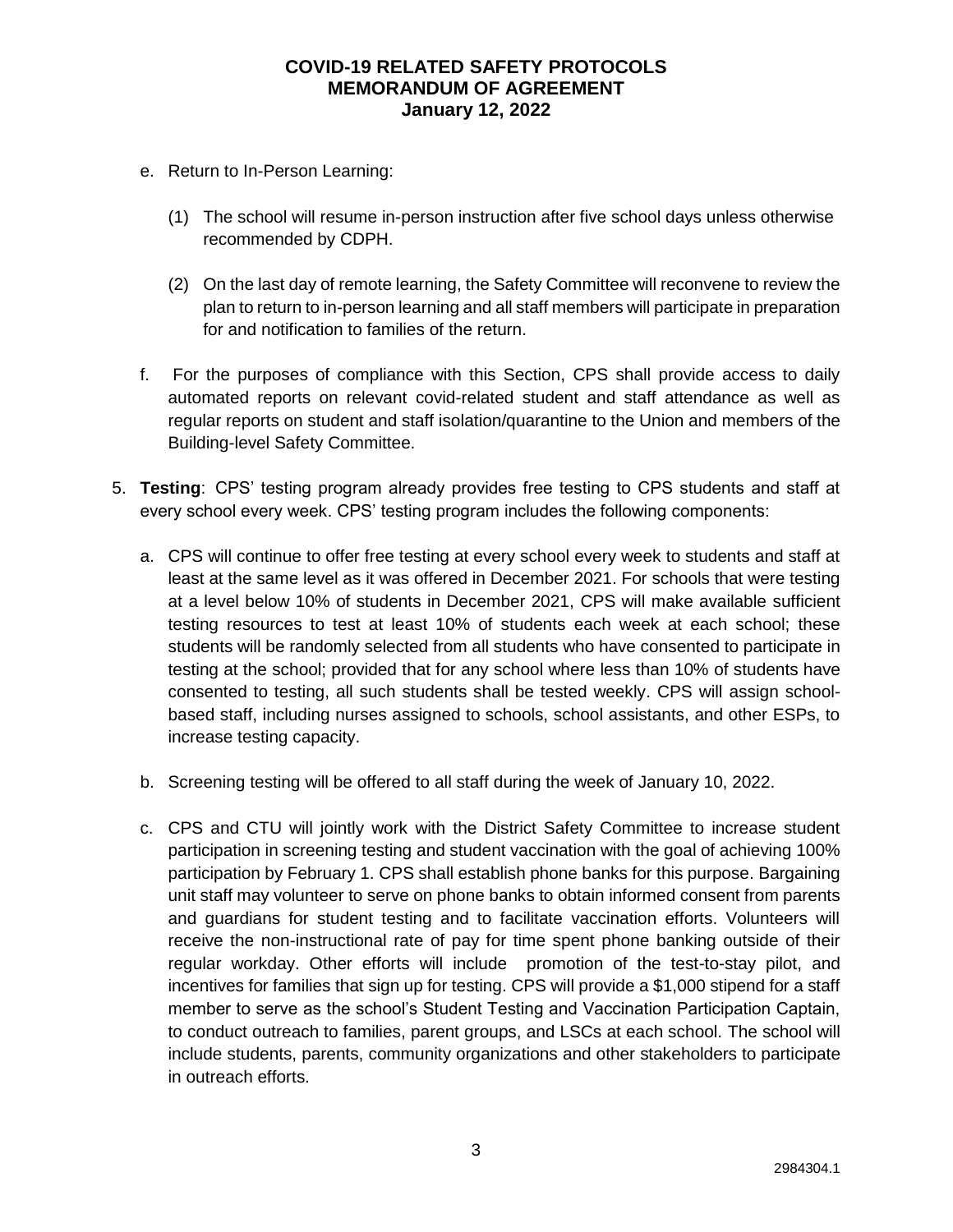e. Return to In-Person Learning:

   (1) The school will resume in-person instruction after five school days unless otherwise recommended by CDPH.

   (2) On the last day of remote learning, the Safety Committee will reconvene to review the plan to return to in-person learning and all staff members will participate in preparation for and notification to families of the return.

f. For the purposes of compliance with this Section, CPS shall provide access to daily automated reports on relevant covid-related student and staff attendance as well as regular reports on student and staff isolation/quarantine to the Union and members of the Building-level Safety Committee.

5. **Testing**: CPS' testing program already provides free testing to CPS students and staff at every school every week. CPS' testing program includes the following components:

   a. CPS will continue to offer free testing at every school every week to students and staff at least at the same level as it was offered in December 2021. For schools that were testing at a level below 10% of students in December 2021, CPS will make available sufficient testing resources to test at least 10% of students each week at each school; these students will be randomly selected from all students who have consented to participate in testing at the school; provided that for any school where less than 10% of students have consented to testing, all such students shall be tested weekly. CPS will assign school-based staff, including nurses assigned to schools, school assistants, and other ESPs, to increase testing capacity.

   b. Screening testing will be offered to all staff during the week of January 10, 2022.

   c. CPS and CTU will jointly work with the District Safety Committee to increase student participation in screening testing and student vaccination with the goal of achieving 100% participation by February 1. CPS shall establish phone banks for this purpose. Bargaining unit staff may volunteer to serve on phone banks to obtain informed consent from parents and guardians for student testing and to facilitate vaccination efforts. Volunteers will receive the non-instructional rate of pay for time spent phone banking outside of their regular workday. Other efforts will include promotion of the test-to-stay pilot, and incentives for families that sign up for testing. CPS will provide a $1,000 stipend for a staff member to serve as the school's Student Testing and Vaccination Participation Captain, to conduct outreach to families, parent groups, and LSCs at each school. The school will include students, parents, community organizations and other stakeholders to participate in outreach efforts.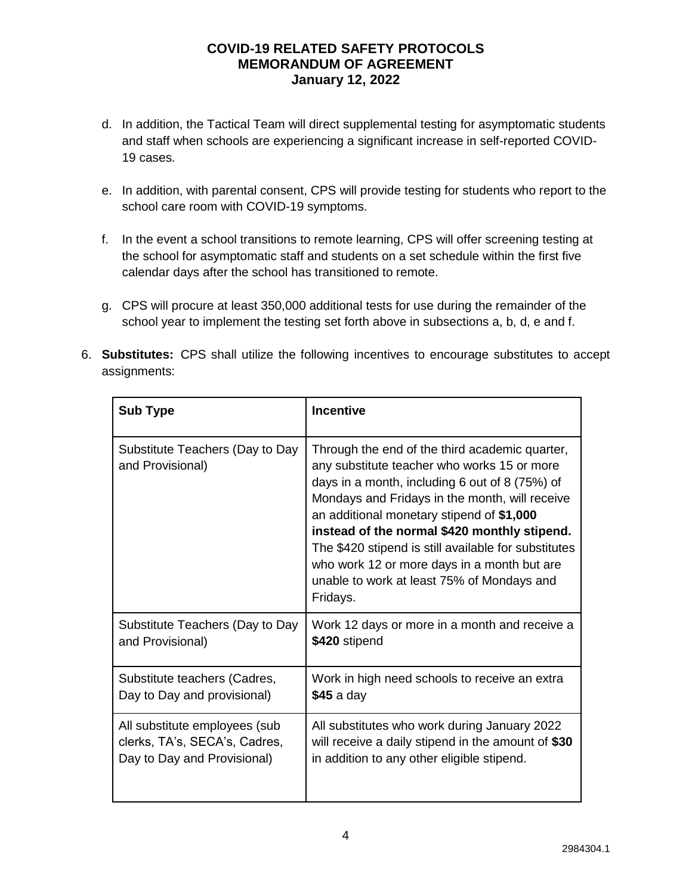**COVID-19 RELATED SAFETY PROTOCOLS**
**MEMORANDUM OF AGREEMENT**
**January 12, 2022**

d. In addition, the Tactical Team will direct supplemental testing for asymptomatic students and staff when schools are experiencing a significant increase in self-reported COVID-19 cases.

e. In addition, with parental consent, CPS will provide testing for students who report to the school care room with COVID-19 symptoms.

f. In the event a school transitions to remote learning, CPS will offer screening testing at the school for asymptomatic staff and students on a set schedule within the first five calendar days after the school has transitioned to remote.

g. CPS will procure at least 350,000 additional tests for use during the remainder of the school year to implement the testing set forth above in subsections a, b, d, e and f.

6. **Substitutes:** CPS shall utilize the following incentives to encourage substitutes to accept assignments:

| Sub Type | Incentive |
|---|---|
| Substitute Teachers (Day to Day and Provisional) | Through the end of the third academic quarter, any substitute teacher who works 15 or more days in a month, including 6 out of 8 (75%) of Mondays and Fridays in the month, will receive an additional monetary stipend of **$1,000 instead of the normal $420 monthly stipend.** The $420 stipend is still available for substitutes who work 12 or more days in a month but are unable to work at least 75% of Mondays and Fridays. |
| Substitute Teachers (Day to Day and Provisional) | Work 12 days or more in a month and receive a **$420** stipend |
| Substitute teachers (Cadres, Day to Day and provisional) | Work in high need schools to receive an extra **$45** a day |
| All substitute employees (sub clerks, TA's, SECA's, Cadres, Day to Day and Provisional) | All substitutes who work during January 2022 will receive a daily stipend in the amount of **$30** in addition to any other eligible stipend. |

2984304.1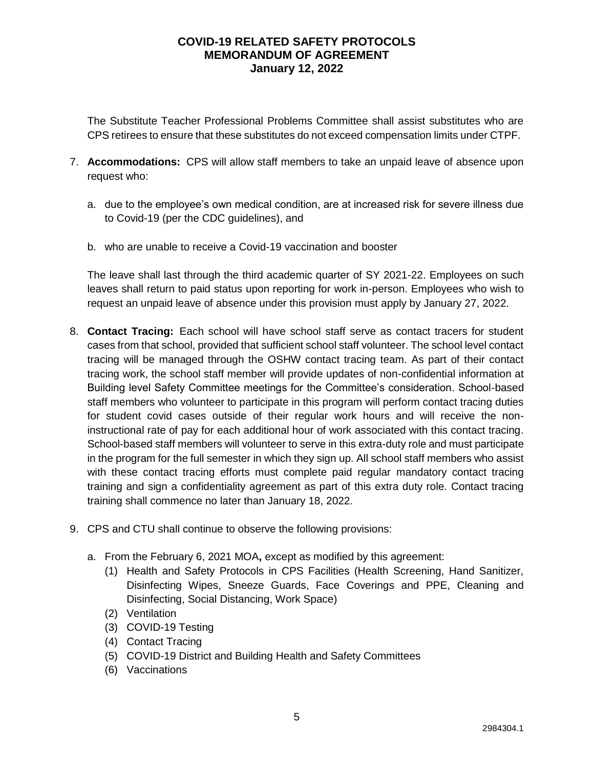**COVID-19 RELATED SAFETY PROTOCOLS**
**MEMORANDUM OF AGREEMENT**
**January 12, 2022**

The Substitute Teacher Professional Problems Committee shall assist substitutes who are CPS retirees to ensure that these substitutes do not exceed compensation limits under CTPF.

7. **Accommodations:** CPS will allow staff members to take an unpaid leave of absence upon request who:

   a. due to the employee's own medical condition, are at increased risk for severe illness due to Covid-19 (per the CDC guidelines), and

   b. who are unable to receive a Covid-19 vaccination and booster

   The leave shall last through the third academic quarter of SY 2021-22. Employees on such leaves shall return to paid status upon reporting for work in-person. Employees who wish to request an unpaid leave of absence under this provision must apply by January 27, 2022.

8. **Contact Tracing:** Each school will have school staff serve as contact tracers for student cases from that school, provided that sufficient school staff volunteer. The school level contact tracing will be managed through the OSHW contact tracing team. As part of their contact tracing work, the school staff member will provide updates of non-confidential information at Building level Safety Committee meetings for the Committee's consideration. School-based staff members who volunteer to participate in this program will perform contact tracing duties for student covid cases outside of their regular work hours and will receive the non-instructional rate of pay for each additional hour of work associated with this contact tracing. School-based staff members will volunteer to serve in this extra-duty role and must participate in the program for the full semester in which they sign up. All school staff members who assist with these contact tracing efforts must complete paid regular mandatory contact tracing training and sign a confidentiality agreement as part of this extra duty role. Contact tracing training shall commence no later than January 18, 2022.

9. CPS and CTU shall continue to observe the following provisions:

   a. From the February 6, 2021 MOA**,** except as modified by this agreement:
      (1) Health and Safety Protocols in CPS Facilities (Health Screening, Hand Sanitizer, Disinfecting Wipes, Sneeze Guards, Face Coverings and PPE, Cleaning and Disinfecting, Social Distancing, Work Space)
      (2) Ventilation
      (3) COVID-19 Testing
      (4) Contact Tracing
      (5) COVID-19 District and Building Health and Safety Committees
      (6) Vaccinations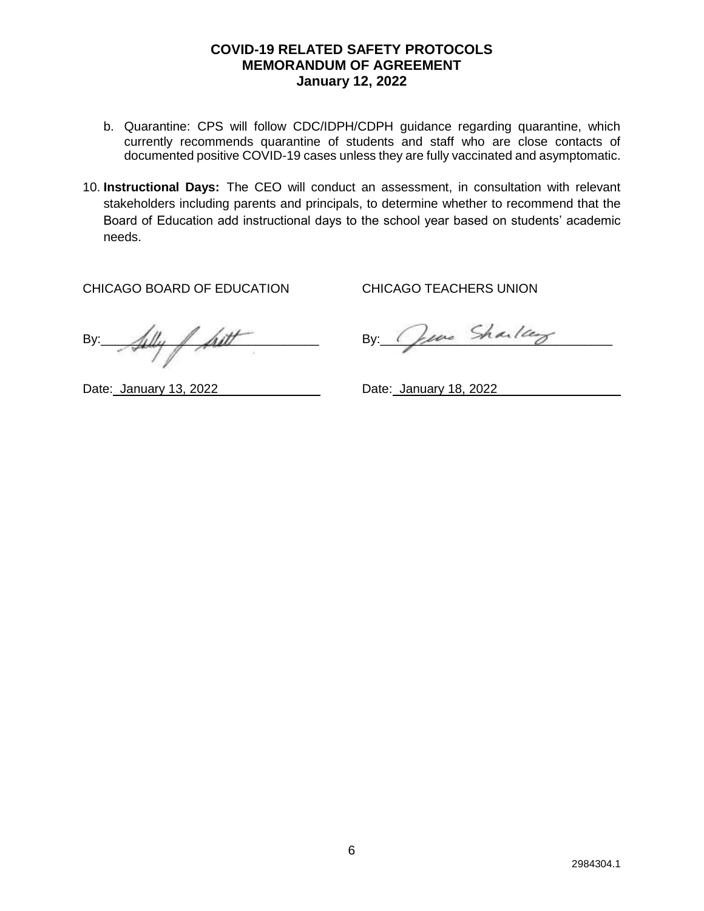**COVID-19 RELATED SAFETY PROTOCOLS**
**MEMORANDUM OF AGREEMENT**
**January 12, 2022**

b. Quarantine: CPS will follow CDC/IDPH/CDPH guidance regarding quarantine, which currently recommends quarantine of students and staff who are close contacts of documented positive COVID-19 cases unless they are fully vaccinated and asymptomatic.

10. **Instructional Days:** The CEO will conduct an assessment, in consultation with relevant stakeholders including parents and principals, to determine whether to recommend that the Board of Education add instructional days to the school year based on students' academic needs.

CHICAGO BOARD OF EDUCATION

By: ______________________

Date: January 13, 2022

CHICAGO TEACHERS UNION

By: ______________________

Date: January 18, 2022

2984304.1